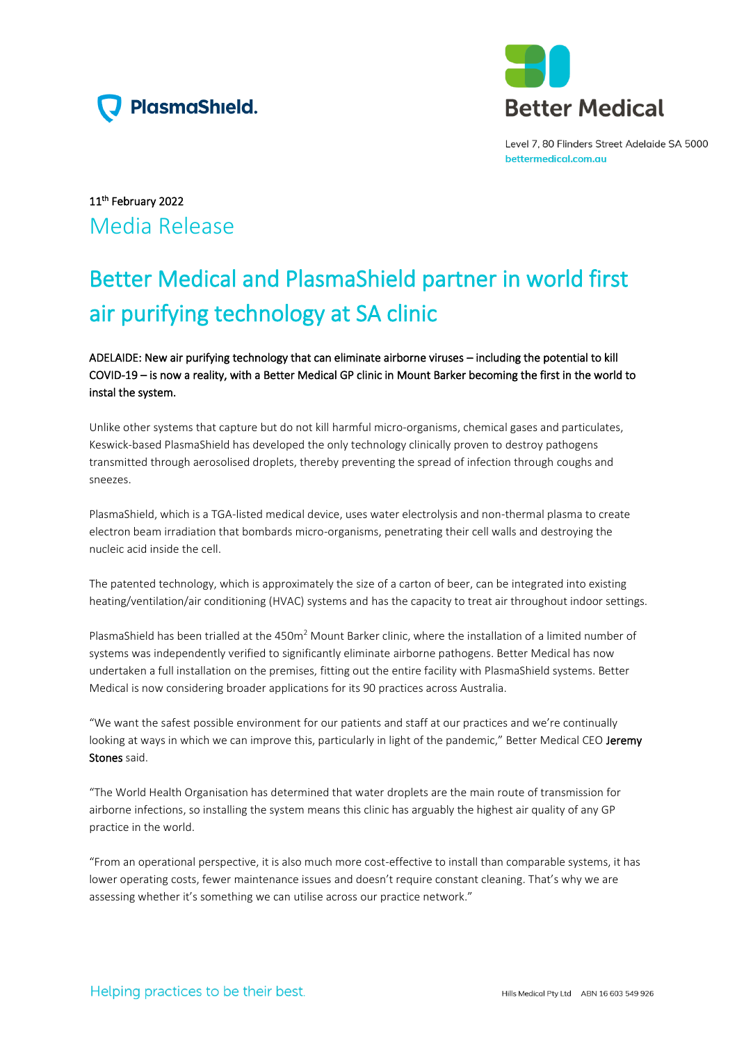PlasmaShield.

Better Medical

Level 7, 80 Flinders Street Adelaide SA 5000
bettermedical.com.au

11th February 2022

Media Release

# Better Medical and PlasmaShield partner in world first air purifying technology at SA clinic

ADELAIDE: New air purifying technology that can eliminate airborne viruses – including the potential to kill COVID-19 – is now a reality, with a Better Medical GP clinic in Mount Barker becoming the first in the world to instal the system.

Unlike other systems that capture but do not kill harmful micro-organisms, chemical gases and particulates, Keswick-based PlasmaShield has developed the only technology clinically proven to destroy pathogens transmitted through aerosolised droplets, thereby preventing the spread of infection through coughs and sneezes.

PlasmaShield, which is a TGA-listed medical device, uses water electrolysis and non-thermal plasma to create electron beam irradiation that bombards micro-organisms, penetrating their cell walls and destroying the nucleic acid inside the cell.

The patented technology, which is approximately the size of a carton of beer, can be integrated into existing heating/ventilation/air conditioning (HVAC) systems and has the capacity to treat air throughout indoor settings.

PlasmaShield has been trialled at the 450m$^2$ Mount Barker clinic, where the installation of a limited number of systems was independently verified to significantly eliminate airborne pathogens. Better Medical has now undertaken a full installation on the premises, fitting out the entire facility with PlasmaShield systems. Better Medical is now considering broader applications for its 90 practices across Australia.

"We want the safest possible environment for our patients and staff at our practices and we're continually looking at ways in which we can improve this, particularly in light of the pandemic," Better Medical CEO **Jeremy Stones** said.

"The World Health Organisation has determined that water droplets are the main route of transmission for airborne infections, so installing the system means this clinic has arguably the highest air quality of any GP practice in the world.

"From an operational perspective, it is also much more cost-effective to install than comparable systems, it has lower operating costs, fewer maintenance issues and doesn't require constant cleaning. That's why we are assessing whether it's something we can utilise across our practice network."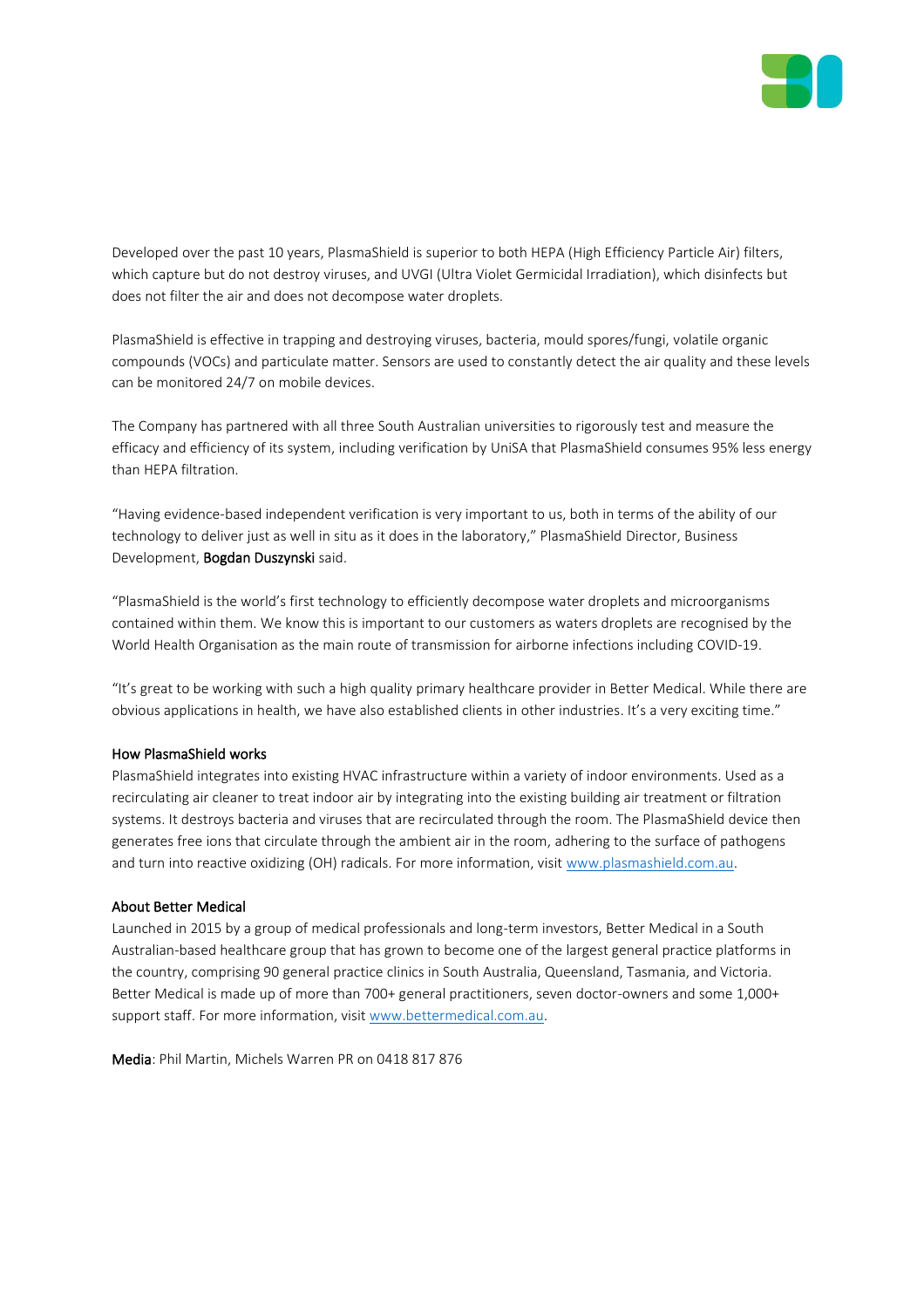Developed over the past 10 years, PlasmaShield is superior to both HEPA (High Efficiency Particle Air) filters, which capture but do not destroy viruses, and UVGI (Ultra Violet Germicidal Irradiation), which disinfects but does not filter the air and does not decompose water droplets.

PlasmaShield is effective in trapping and destroying viruses, bacteria, mould spores/fungi, volatile organic compounds (VOCs) and particulate matter. Sensors are used to constantly detect the air quality and these levels can be monitored 24/7 on mobile devices.

The Company has partnered with all three South Australian universities to rigorously test and measure the efficacy and efficiency of its system, including verification by UniSA that PlasmaShield consumes 95% less energy than HEPA filtration.

"Having evidence-based independent verification is very important to us, both in terms of the ability of our technology to deliver just as well in situ as it does in the laboratory," PlasmaShield Director, Business Development, **Bogdan Duszynski** said.

"PlasmaShield is the world's first technology to efficiently decompose water droplets and microorganisms contained within them. We know this is important to our customers as waters droplets are recognised by the World Health Organisation as the main route of transmission for airborne infections including COVID-19.

"It's great to be working with such a high quality primary healthcare provider in Better Medical. While there are obvious applications in health, we have also established clients in other industries. It's a very exciting time."

**How PlasmaShield works**

PlasmaShield integrates into existing HVAC infrastructure within a variety of indoor environments. Used as a recirculating air cleaner to treat indoor air by integrating into the existing building air treatment or filtration systems. It destroys bacteria and viruses that are recirculated through the room. The PlasmaShield device then generates free ions that circulate through the ambient air in the room, adhering to the surface of pathogens and turn into reactive oxidizing (OH) radicals. For more information, visit [www.plasmashield.com.au](http://www.plasmashield.com.au).

**About Better Medical**

Launched in 2015 by a group of medical professionals and long-term investors, Better Medical in a South Australian-based healthcare group that has grown to become one of the largest general practice platforms in the country, comprising 90 general practice clinics in South Australia, Queensland, Tasmania, and Victoria. Better Medical is made up of more than 700+ general practitioners, seven doctor-owners and some 1,000+ support staff. For more information, visit [www.bettermedical.com.au](http://www.bettermedical.com.au).

**Media**: Phil Martin, Michels Warren PR on 0418 817 876